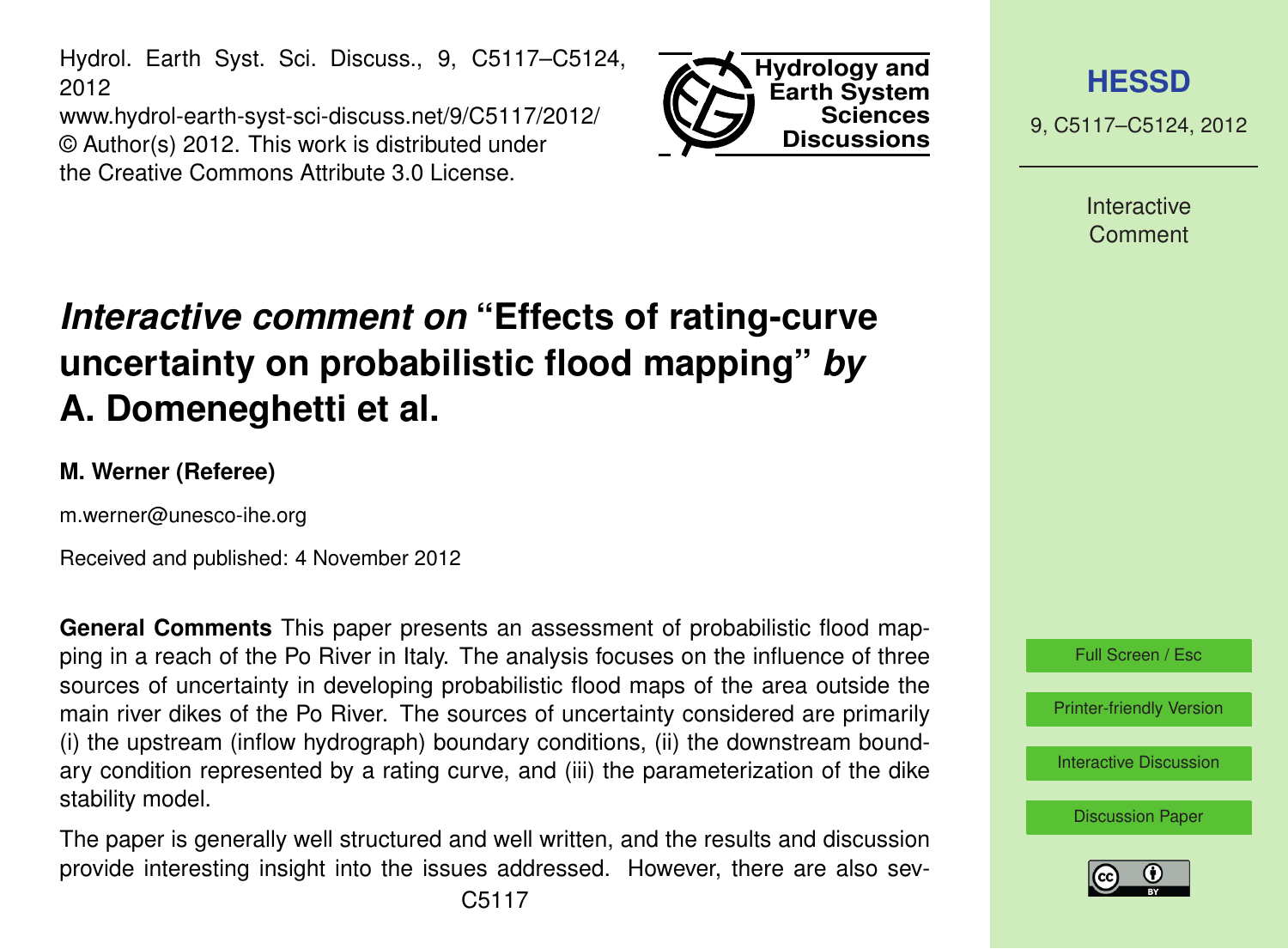# *Interactive comment on* "Effects of rating-curve uncertainty on probabilistic flood mapping" *by* A. Domeneghetti et al.

**M. Werner (Referee)**

m.werner@unesco-ihe.org

Received and published: 4 November 2012

**General Comments** This paper presents an assessment of probabilistic flood mapping in a reach of the Po River in Italy. The analysis focuses on the influence of three sources of uncertainty in developing probabilistic flood maps of the area outside the main river dikes of the Po River. The sources of uncertainty considered are primarily (i) the upstream (inflow hydrograph) boundary conditions, (ii) the downstream boundary condition represented by a rating curve, and (iii) the parameterization of the dike stability model.

The paper is generally well structured and well written, and the results and discussion provide interesting insight into the issues addressed. However, there are also sev-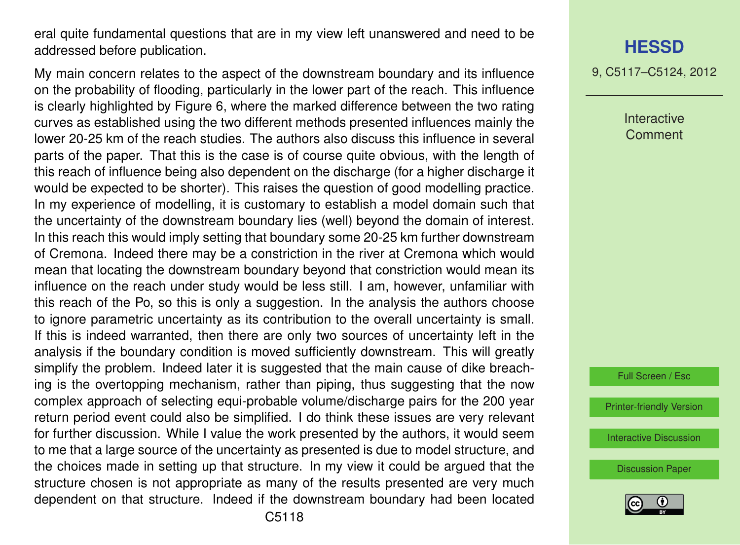eral quite fundamental questions that are in my view left unanswered and need to be addressed before publication.

My main concern relates to the aspect of the downstream boundary and its influence on the probability of flooding, particularly in the lower part of the reach. This influence is clearly highlighted by Figure 6, where the marked difference between the two rating curves as established using the two different methods presented influences mainly the lower 20-25 km of the reach studies. The authors also discuss this influence in several parts of the paper. That this is the case is of course quite obvious, with the length of this reach of influence being also dependent on the discharge (for a higher discharge it would be expected to be shorter). This raises the question of good modelling practice. In my experience of modelling, it is customary to establish a model domain such that the uncertainty of the downstream boundary lies (well) beyond the domain of interest. In this reach this would imply setting that boundary some 20-25 km further downstream of Cremona. Indeed there may be a constriction in the river at Cremona which would mean that locating the downstream boundary beyond that constriction would mean its influence on the reach under study would be less still. I am, however, unfamiliar with this reach of the Po, so this is only a suggestion. In the analysis the authors choose to ignore parametric uncertainty as its contribution to the overall uncertainty is small. If this is indeed warranted, then there are only two sources of uncertainty left in the analysis if the boundary condition is moved sufficiently downstream. This will greatly simplify the problem. Indeed later it is suggested that the main cause of dike breaching is the overtopping mechanism, rather than piping, thus suggesting that the now complex approach of selecting equi-probable volume/discharge pairs for the 200 year return period event could also be simplified. I do think these issues are very relevant for further discussion. While I value the work presented by the authors, it would seem to me that a large source of the uncertainty as presented is due to model structure, and the choices made in setting up that structure. In my view it could be argued that the structure chosen is not appropriate as many of the results presented are very much dependent on that structure. Indeed if the downstream boundary had been located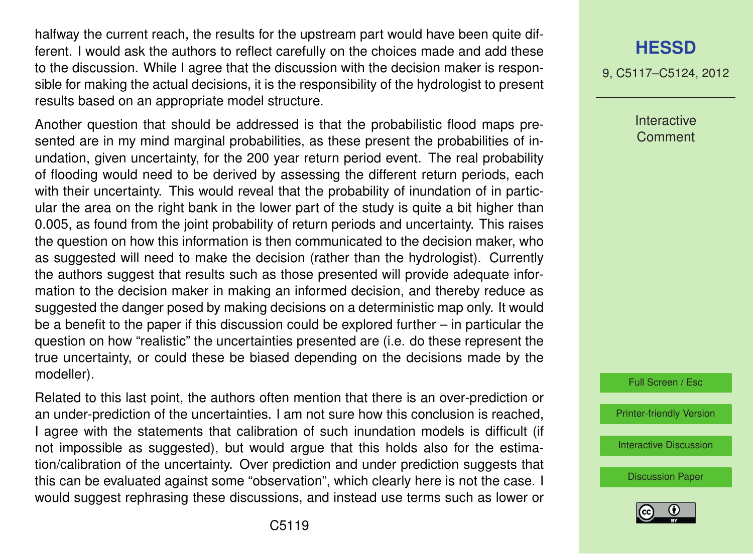halfway the current reach, the results for the upstream part would have been quite different. I would ask the authors to reflect carefully on the choices made and add these to the discussion. While I agree that the discussion with the decision maker is responsible for making the actual decisions, it is the responsibility of the hydrologist to present results based on an appropriate model structure.

Another question that should be addressed is that the probabilistic flood maps presented are in my mind marginal probabilities, as these present the probabilities of inundation, given uncertainty, for the 200 year return period event. The real probability of flooding would need to be derived by assessing the different return periods, each with their uncertainty. This would reveal that the probability of inundation of in particular the area on the right bank in the lower part of the study is quite a bit higher than 0.005, as found from the joint probability of return periods and uncertainty. This raises the question on how this information is then communicated to the decision maker, who as suggested will need to make the decision (rather than the hydrologist). Currently the authors suggest that results such as those presented will provide adequate information to the decision maker in making an informed decision, and thereby reduce as suggested the danger posed by making decisions on a deterministic map only. It would be a benefit to the paper if this discussion could be explored further – in particular the question on how "realistic" the uncertainties presented are (i.e. do these represent the true uncertainty, or could these be biased depending on the decisions made by the modeller).

Related to this last point, the authors often mention that there is an over-prediction or an under-prediction of the uncertainties. I am not sure how this conclusion is reached, I agree with the statements that calibration of such inundation models is difficult (if not impossible as suggested), but would argue that this holds also for the estimation/calibration of the uncertainty. Over prediction and under prediction suggests that this can be evaluated against some "observation", which clearly here is not the case. I would suggest rephrasing these discussions, and instead use terms such as lower or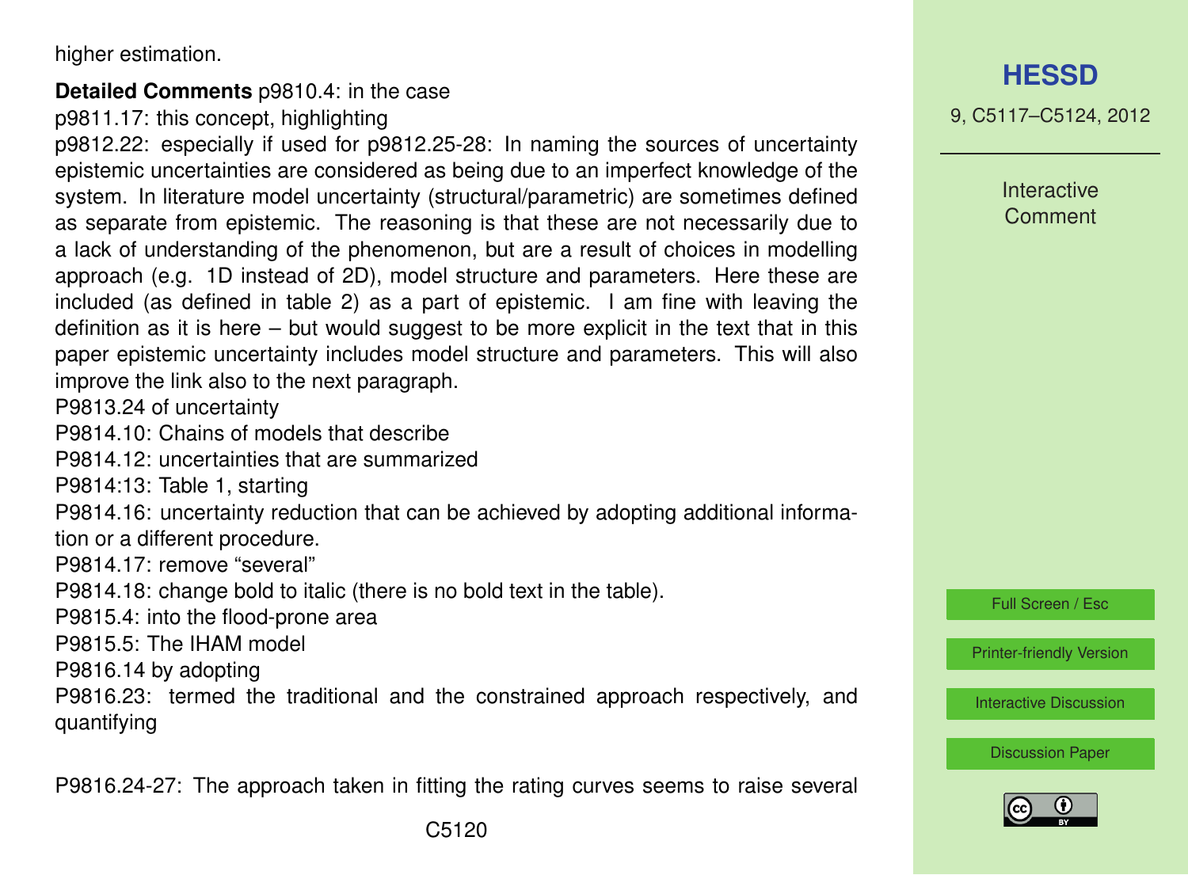higher estimation.

**Detailed Comments** p9810.4: in the case

p9811.17: this concept, highlighting

p9812.22: especially if used for p9812.25-28: In naming the sources of uncertainty epistemic uncertainties are considered as being due to an imperfect knowledge of the system. In literature model uncertainty (structural/parametric) are sometimes defined as separate from epistemic. The reasoning is that these are not necessarily due to a lack of understanding of the phenomenon, but are a result of choices in modelling approach (e.g. 1D instead of 2D), model structure and parameters. Here these are included (as defined in table 2) as a part of epistemic. I am fine with leaving the definition as it is here – but would suggest to be more explicit in the text that in this paper epistemic uncertainty includes model structure and parameters. This will also improve the link also to the next paragraph.

P9813.24 of uncertainty

P9814.10: Chains of models that describe

P9814.12: uncertainties that are summarized

P9814:13: Table 1, starting

P9814.16: uncertainty reduction that can be achieved by adopting additional information or a different procedure.

P9814.17: remove "several"

P9814.18: change bold to italic (there is no bold text in the table).

P9815.4: into the flood-prone area

P9815.5: The IHAM model

P9816.14 by adopting

P9816.23: termed the traditional and the constrained approach respectively, and quantifying

P9816.24-27: The approach taken in fitting the rating curves seems to raise several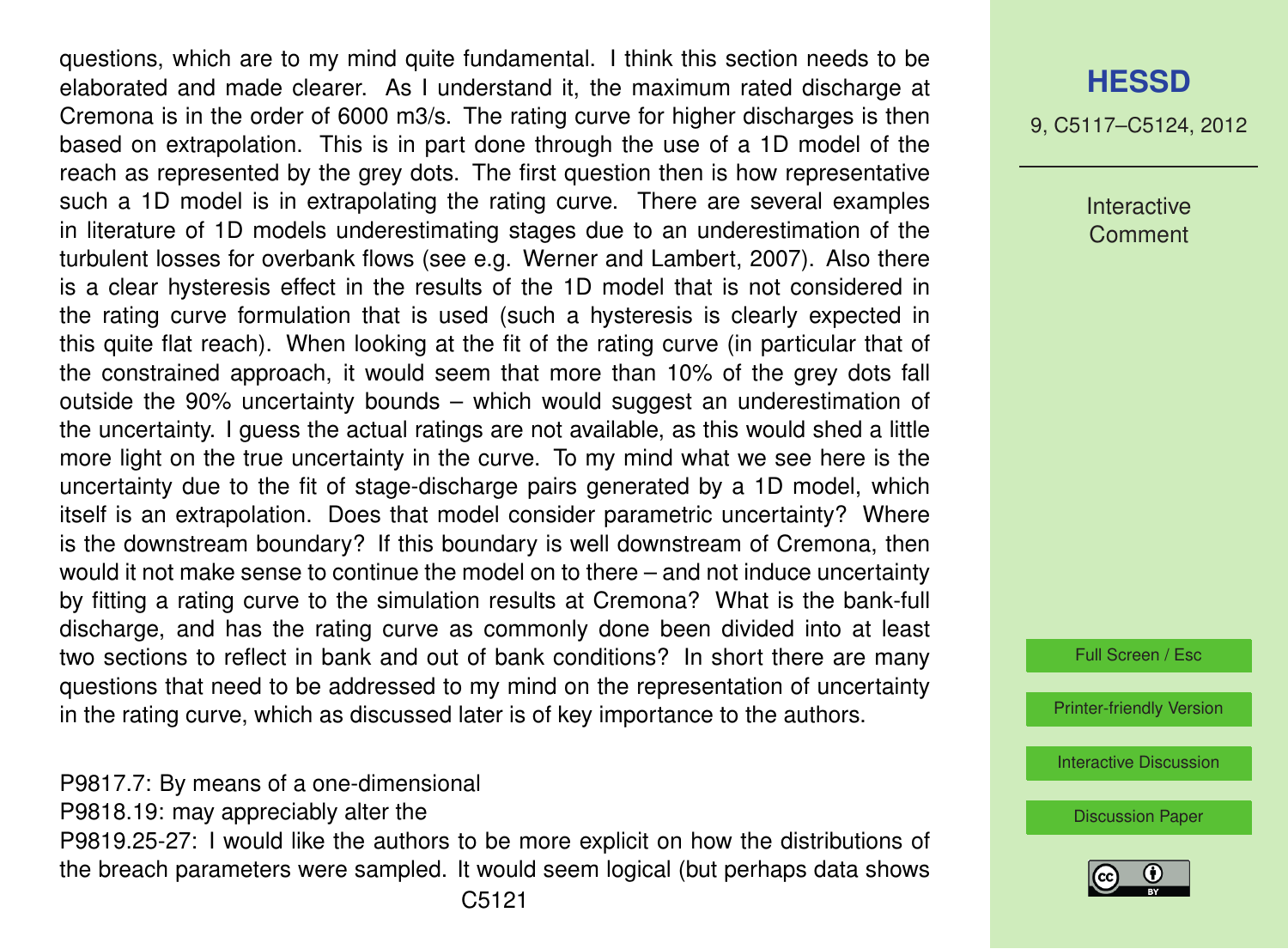questions, which are to my mind quite fundamental. I think this section needs to be elaborated and made clearer. As I understand it, the maximum rated discharge at Cremona is in the order of 6000 m3/s. The rating curve for higher discharges is then based on extrapolation. This is in part done through the use of a 1D model of the reach as represented by the grey dots. The first question then is how representative such a 1D model is in extrapolating the rating curve. There are several examples in literature of 1D models underestimating stages due to an underestimation of the turbulent losses for overbank flows (see e.g. Werner and Lambert, 2007). Also there is a clear hysteresis effect in the results of the 1D model that is not considered in the rating curve formulation that is used (such a hysteresis is clearly expected in this quite flat reach). When looking at the fit of the rating curve (in particular that of the constrained approach, it would seem that more than 10% of the grey dots fall outside the 90% uncertainty bounds – which would suggest an underestimation of the uncertainty. I guess the actual ratings are not available, as this would shed a little more light on the true uncertainty in the curve. To my mind what we see here is the uncertainty due to the fit of stage-discharge pairs generated by a 1D model, which itself is an extrapolation. Does that model consider parametric uncertainty? Where is the downstream boundary? If this boundary is well downstream of Cremona, then would it not make sense to continue the model on to there – and not induce uncertainty by fitting a rating curve to the simulation results at Cremona? What is the bank-full discharge, and has the rating curve as commonly done been divided into at least two sections to reflect in bank and out of bank conditions? In short there are many questions that need to be addressed to my mind on the representation of uncertainty in the rating curve, which as discussed later is of key importance to the authors.

P9817.7: By means of a one-dimensional

P9818.19: may appreciably alter the

P9819.25-27: I would like the authors to be more explicit on how the distributions of the breach parameters were sampled. It would seem logical (but perhaps data shows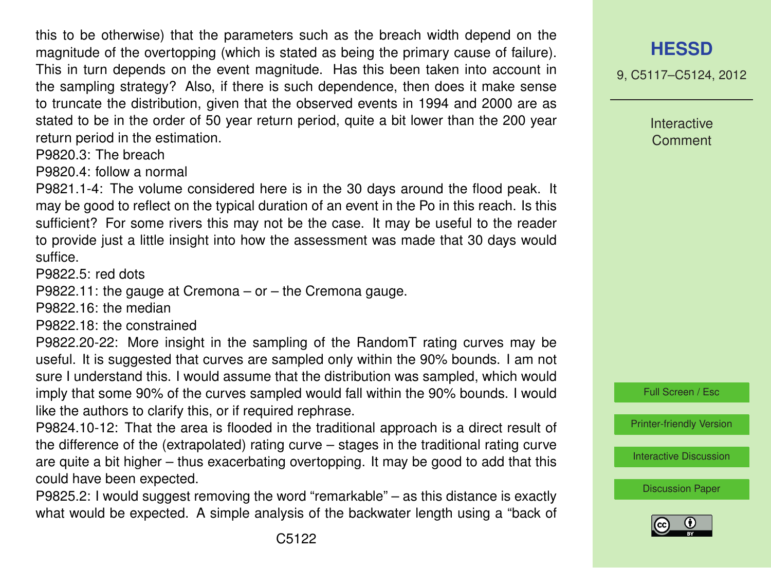this to be otherwise) that the parameters such as the breach width depend on the magnitude of the overtopping (which is stated as being the primary cause of failure). This in turn depends on the event magnitude. Has this been taken into account in the sampling strategy? Also, if there is such dependence, then does it make sense to truncate the distribution, given that the observed events in 1994 and 2000 are as stated to be in the order of 50 year return period, quite a bit lower than the 200 year return period in the estimation.

P9820.3: The breach

P9820.4: follow a normal

P9821.1-4: The volume considered here is in the 30 days around the flood peak. It may be good to reflect on the typical duration of an event in the Po in this reach. Is this sufficient? For some rivers this may not be the case. It may be useful to the reader to provide just a little insight into how the assessment was made that 30 days would suffice.

P9822.5: red dots

P9822.11: the gauge at Cremona – or – the Cremona gauge.

P9822.16: the median

P9822.18: the constrained

P9822.20-22: More insight in the sampling of the RandomT rating curves may be useful. It is suggested that curves are sampled only within the 90% bounds. I am not sure I understand this. I would assume that the distribution was sampled, which would imply that some 90% of the curves sampled would fall within the 90% bounds. I would like the authors to clarify this, or if required rephrase.

P9824.10-12: That the area is flooded in the traditional approach is a direct result of the difference of the (extrapolated) rating curve – stages in the traditional rating curve are quite a bit higher – thus exacerbating overtopping. It may be good to add that this could have been expected.

P9825.2: I would suggest removing the word "remarkable" – as this distance is exactly what would be expected. A simple analysis of the backwater length using a "back of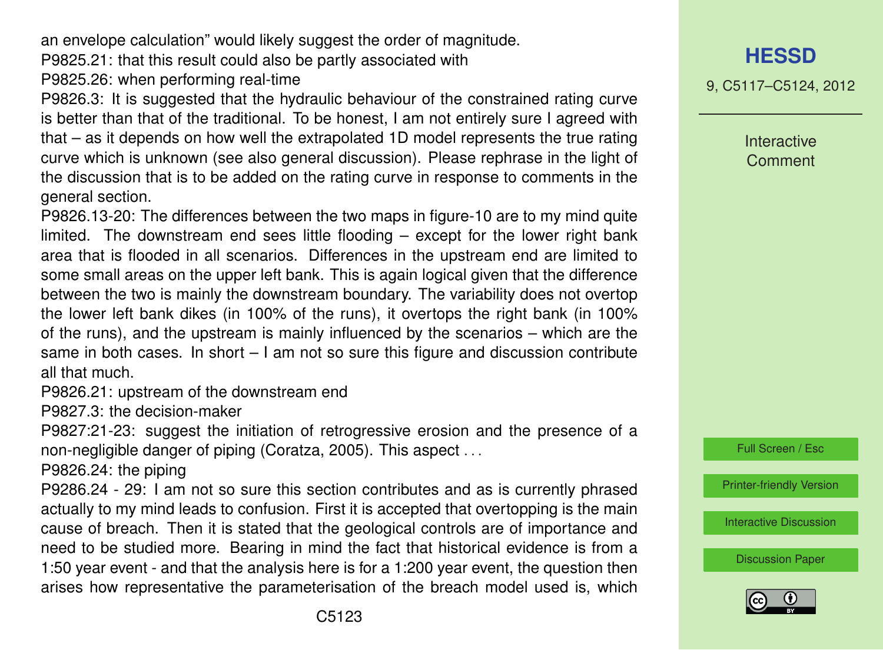an envelope calculation" would likely suggest the order of magnitude.

P9825.21: that this result could also be partly associated with

P9825.26: when performing real-time

P9826.3: It is suggested that the hydraulic behaviour of the constrained rating curve is better than that of the traditional. To be honest, I am not entirely sure I agreed with that – as it depends on how well the extrapolated 1D model represents the true rating curve which is unknown (see also general discussion). Please rephrase in the light of the discussion that is to be added on the rating curve in response to comments in the general section.

P9826.13-20: The differences between the two maps in figure-10 are to my mind quite limited. The downstream end sees little flooding – except for the lower right bank area that is flooded in all scenarios. Differences in the upstream end are limited to some small areas on the upper left bank. This is again logical given that the difference between the two is mainly the downstream boundary. The variability does not overtop the lower left bank dikes (in 100% of the runs), it overtops the right bank (in 100% of the runs), and the upstream is mainly influenced by the scenarios – which are the same in both cases. In short – I am not so sure this figure and discussion contribute all that much.

P9826.21: upstream of the downstream end

P9827.3: the decision-maker

P9827:21-23: suggest the initiation of retrogressive erosion and the presence of a non-negligible danger of piping (Coratza, 2005). This aspect . . .

P9826.24: the piping

P9286.24 - 29: I am not so sure this section contributes and as is currently phrased actually to my mind leads to confusion. First it is accepted that overtopping is the main cause of breach. Then it is stated that the geological controls are of importance and need to be studied more. Bearing in mind the fact that historical evidence is from a 1:50 year event - and that the analysis here is for a 1:200 year event, the question then arises how representative the parameterisation of the breach model used is, which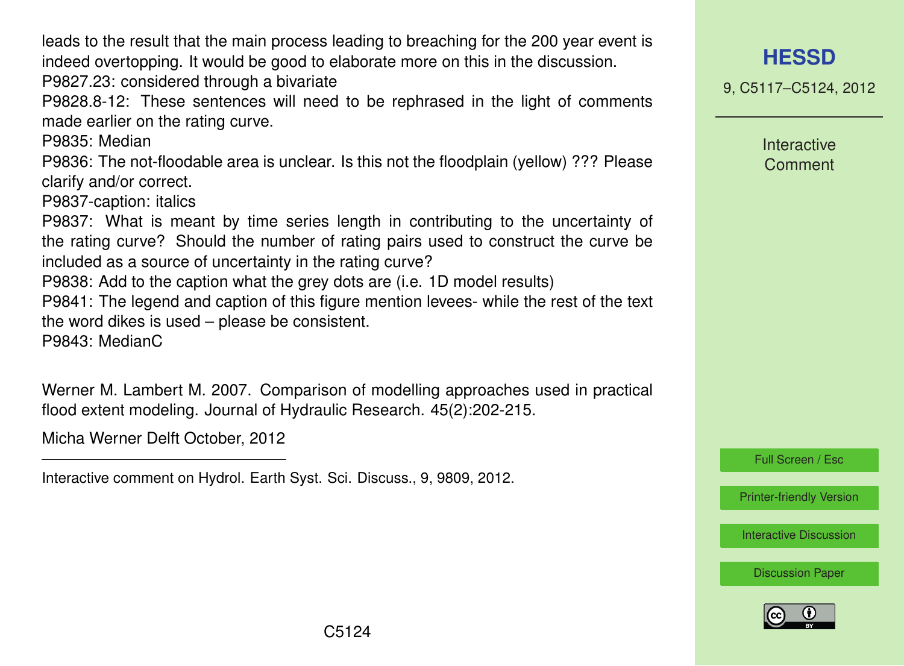leads to the result that the main process leading to breaching for the 200 year event is indeed overtopping. It would be good to elaborate more on this in the discussion.

P9827.23: considered through a bivariate

P9828.8-12: These sentences will need to be rephrased in the light of comments made earlier on the rating curve.

P9835: Median

P9836: The not-floodable area is unclear. Is this not the floodplain (yellow) ??? Please clarify and/or correct.

P9837-caption: italics

P9837: What is meant by time series length in contributing to the uncertainty of the rating curve? Should the number of rating pairs used to construct the curve be included as a source of uncertainty in the rating curve?

P9838: Add to the caption what the grey dots are (i.e. 1D model results)

P9841: The legend and caption of this figure mention levees- while the rest of the text the word dikes is used – please be consistent.

P9843: MedianC

Werner M. Lambert M. 2007. Comparison of modelling approaches used in practical flood extent modeling. Journal of Hydraulic Research. 45(2):202-215.

Micha Werner Delft October, 2012

---

Interactive comment on Hydrol. Earth Syst. Sci. Discuss., 9, 9809, 2012.